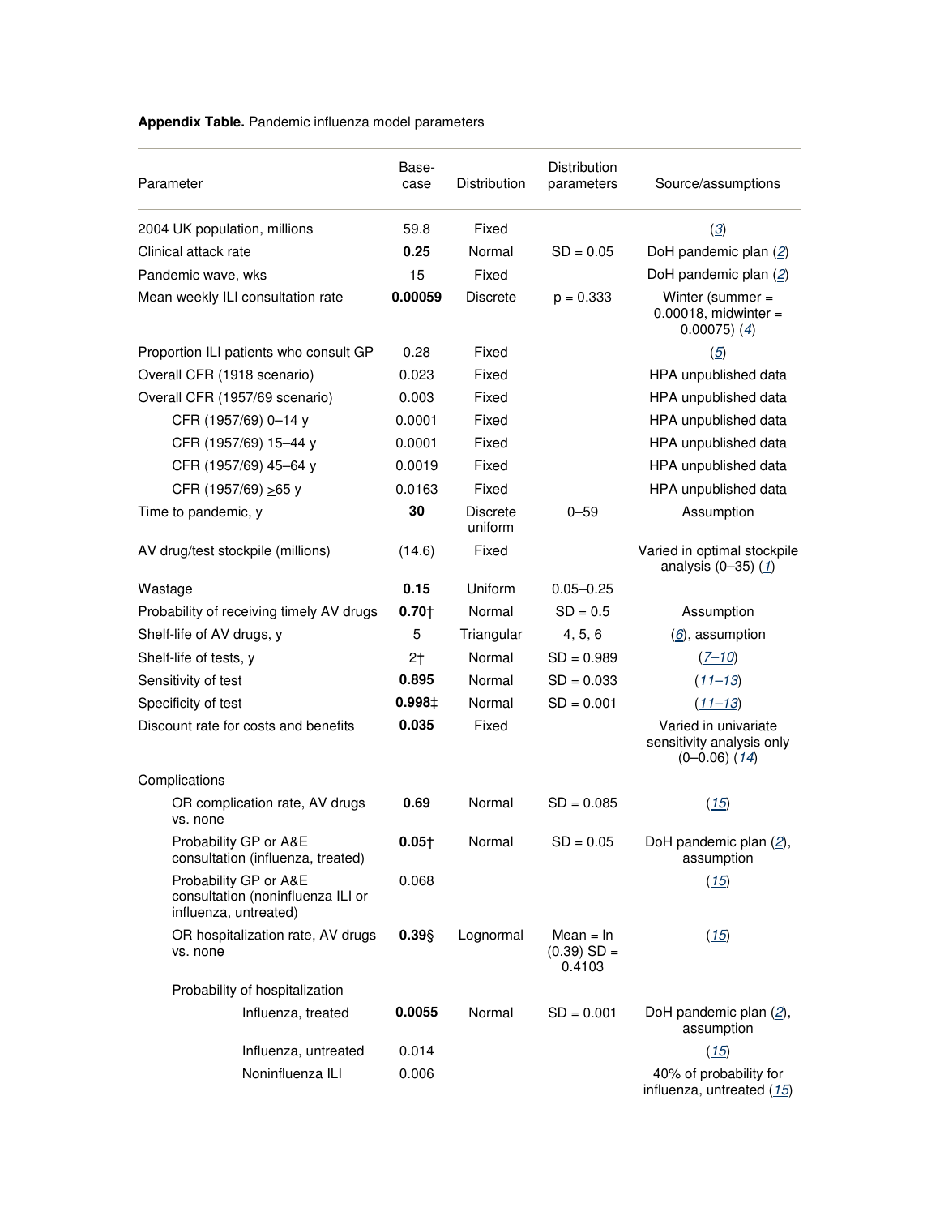**Appendix Table.** Pandemic influenza model parameters

| Parameter | Base-case | Distribution | Distribution parameters | Source/assumptions |
|---|---|---|---|---|
| 2004 UK population, millions | 59.8 | Fixed | | (3) |
| Clinical attack rate | **0.25** | Normal | SD = 0.05 | DoH pandemic plan (2) |
| Pandemic wave, wks | 15 | Fixed | | DoH pandemic plan (2) |
| Mean weekly ILI consultation rate | **0.00059** | Discrete | p = 0.333 | Winter (summer = 0.00018, midwinter = 0.00075) (4) |
| Proportion ILI patients who consult GP | 0.28 | Fixed | | (5) |
| Overall CFR (1918 scenario) | 0.023 | Fixed | | HPA unpublished data |
| Overall CFR (1957/69 scenario) | 0.003 | Fixed | | HPA unpublished data |
| CFR (1957/69) 0–14 y | 0.0001 | Fixed | | HPA unpublished data |
| CFR (1957/69) 15–44 y | 0.0001 | Fixed | | HPA unpublished data |
| CFR (1957/69) 45–64 y | 0.0019 | Fixed | | HPA unpublished data |
| CFR (1957/69) $\geq$65 y | 0.0163 | Fixed | | HPA unpublished data |
| Time to pandemic, y | **30** | Discrete uniform | 0–59 | Assumption |
| AV drug/test stockpile (millions) | (14.6) | Fixed | | Varied in optimal stockpile analysis (0–35) (1) |
| Wastage | **0.15** | Uniform | 0.05–0.25 | |
| Probability of receiving timely AV drugs | **0.70†** | Normal | SD = 0.5 | Assumption |
| Shelf-life of AV drugs, y | 5 | Triangular | 4, 5, 6 | (6), assumption |
| Shelf-life of tests, y | 2† | Normal | SD = 0.989 | (7–10) |
| Sensitivity of test | **0.895** | Normal | SD = 0.033 | (11–13) |
| Specificity of test | **0.998‡** | Normal | SD = 0.001 | (11–13) |
| Discount rate for costs and benefits | **0.035** | Fixed | | Varied in univariate sensitivity analysis only (0–0.06) (14) |
| Complications | | | | |
| OR complication rate, AV drugs vs. none | **0.69** | Normal | SD = 0.085 | (15) |
| Probability GP or A&E consultation (influenza, treated) | **0.05†** | Normal | SD = 0.05 | DoH pandemic plan (2), assumption |
| Probability GP or A&E consultation (noninfluenza ILI or influenza, untreated) | 0.068 | | | (15) |
| OR hospitalization rate, AV drugs vs. none | **0.39§** | Lognormal | Mean = ln (0.39) SD = 0.4103 | (15) |
| Probability of hospitalization | | | | |
| Influenza, treated | **0.0055** | Normal | SD = 0.001 | DoH pandemic plan (2), assumption |
| Influenza, untreated | 0.014 | | | (15) |
| Noninfluenza ILI | 0.006 | | | 40% of probability for influenza, untreated (15) |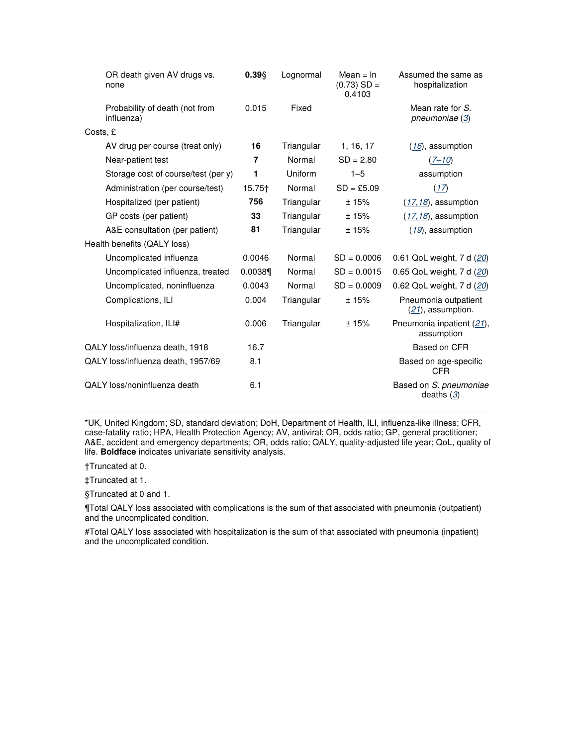| | | | | |
|---|---|---|---|---|
| OR death given AV drugs vs. none | **0.39**§ | Lognormal | Mean = ln (0.73) SD = 0.4103 | Assumed the same as hospitalization |
| Probability of death (not from influenza) | 0.015 | Fixed | | Mean rate for *S. pneumoniae* (3) |
| Costs, £ | | | | |
| AV drug per course (treat only) | **16** | Triangular | 1, 16, 17 | (16), assumption |
| Near-patient test | **7** | Normal | SD = 2.80 | (7–10) |
| Storage cost of course/test (per y) | **1** | Uniform | 1–5 | assumption |
| Administration (per course/test) | 15.75† | Normal | SD = £5.09 | (17) |
| Hospitalized (per patient) | **756** | Triangular | ± 15% | (17,18), assumption |
| GP costs (per patient) | **33** | Triangular | ± 15% | (17,18), assumption |
| A&E consultation (per patient) | **81** | Triangular | ± 15% | (19), assumption |
| Health benefits (QALY loss) | | | | |
| Uncomplicated influenza | 0.0046 | Normal | SD = 0.0006 | 0.61 QoL weight, 7 d (20) |
| Uncomplicated influenza, treated | 0.0038¶ | Normal | SD = 0.0015 | 0.65 QoL weight, 7 d (20) |
| Uncomplicated, noninfluenza | 0.0043 | Normal | SD = 0.0009 | 0.62 QoL weight, 7 d (20) |
| Complications, ILI | 0.004 | Triangular | ± 15% | Pneumonia outpatient (21), assumption. |
| Hospitalization, ILI# | 0.006 | Triangular | ± 15% | Pneumonia inpatient (21), assumption |
| QALY loss/influenza death, 1918 | 16.7 | | | Based on CFR |
| QALY loss/influenza death, 1957/69 | 8.1 | | | Based on age-specific CFR |
| QALY loss/noninfluenza death | 6.1 | | | Based on *S. pneumoniae* deaths (3) |

*UK, United Kingdom; SD, standard deviation; DoH, Department of Health, ILI, influenza-like illness; CFR, case-fatality ratio; HPA, Health Protection Agency; AV, antiviral; OR, odds ratio; GP, general practitioner; A&E, accident and emergency departments; OR, odds ratio; QALY, quality-adjusted life year; QoL, quality of life. **Boldface** indicates univariate sensitivity analysis.

†Truncated at 0.

‡Truncated at 1.

§Truncated at 0 and 1.

¶Total QALY loss associated with complications is the sum of that associated with pneumonia (outpatient) and the uncomplicated condition.

#Total QALY loss associated with hospitalization is the sum of that associated with pneumonia (inpatient) and the uncomplicated condition.